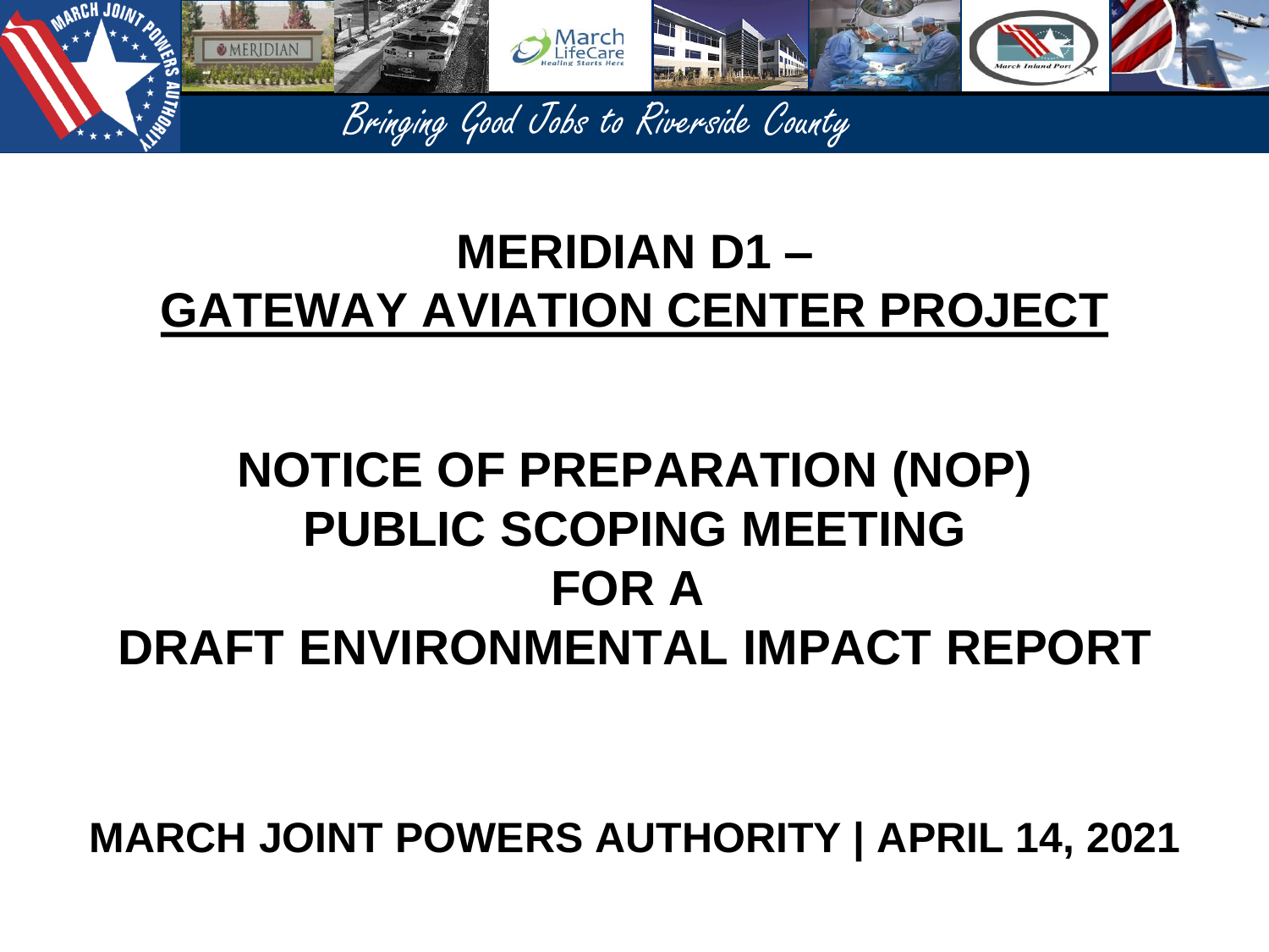Bringing Good Jobs to Riverside County

# MERIDIAN D1 – GATEWAY AVIATION CENTER PROJECT

## NOTICE OF PREPARATION (NOP) PUBLIC SCOPING MEETING FOR A DRAFT ENVIRONMENTAL IMPACT REPORT

**MARCH JOINT POWERS AUTHORITY | APRIL 14, 2021**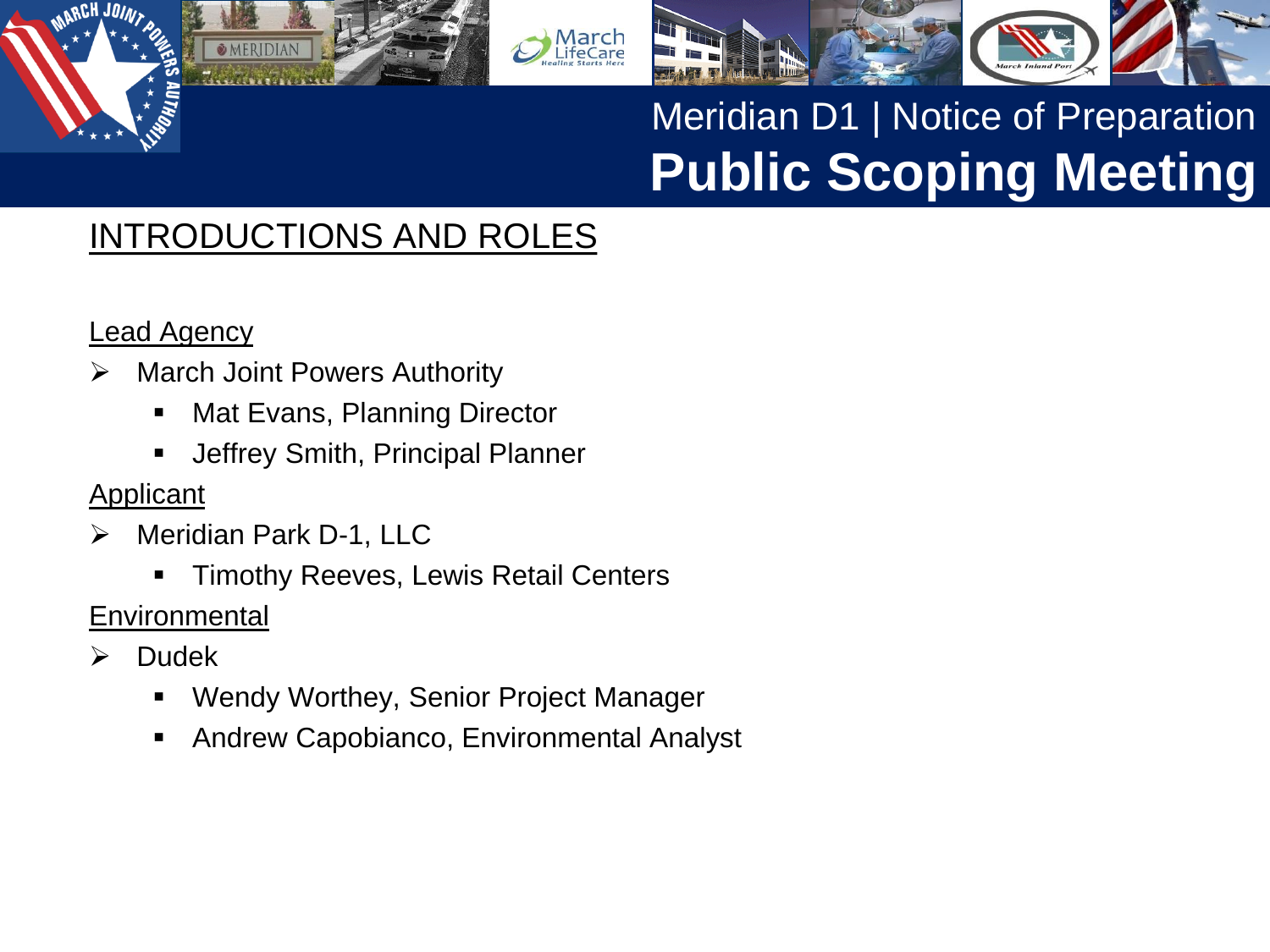# Meridian D1 | Notice of Preparation
# Public Scoping Meeting

## INTRODUCTIONS AND ROLES

### Lead Agency

- March Joint Powers Authority
  - Mat Evans, Planning Director
  - Jeffrey Smith, Principal Planner

### Applicant

- Meridian Park D-1, LLC
  - Timothy Reeves, Lewis Retail Centers

### Environmental

- Dudek
  - Wendy Worthey, Senior Project Manager
  - Andrew Capobianco, Environmental Analyst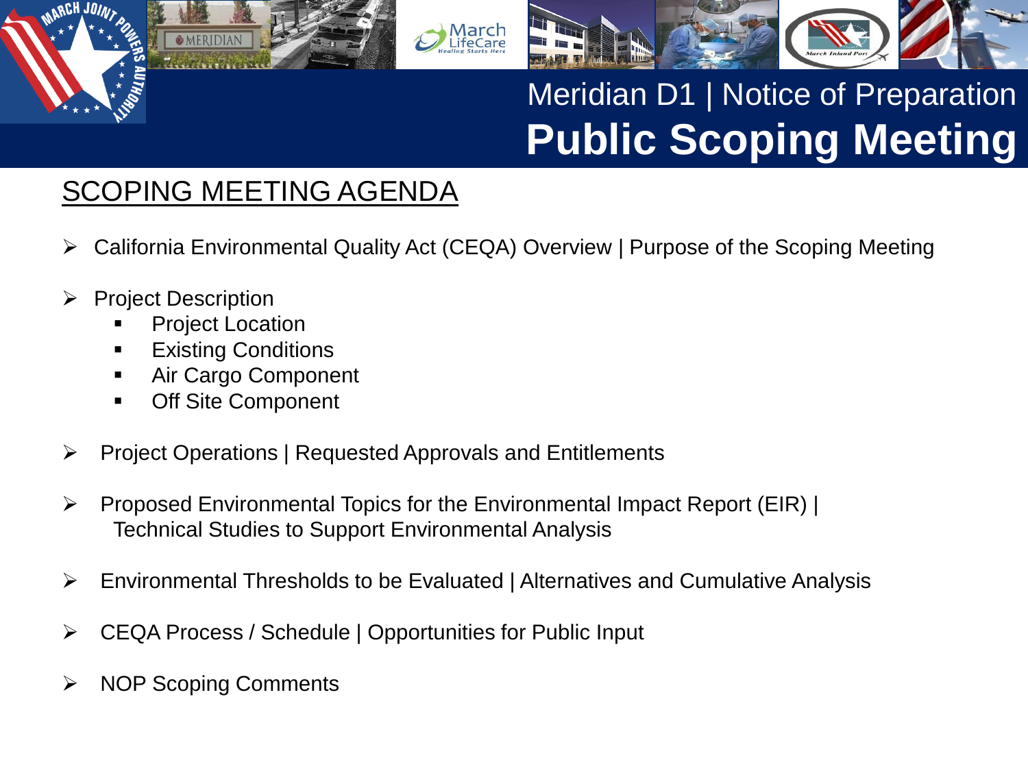# Meridian D1 | Notice of Preparation
# **Public Scoping Meeting**

## SCOPING MEETING AGENDA

- California Environmental Quality Act (CEQA) Overview | Purpose of the Scoping Meeting
- Project Description
  - Project Location
  - Existing Conditions
  - Air Cargo Component
  - Off Site Component
- Project Operations | Requested Approvals and Entitlements
- Proposed Environmental Topics for the Environmental Impact Report (EIR) | Technical Studies to Support Environmental Analysis
- Environmental Thresholds to be Evaluated | Alternatives and Cumulative Analysis
- CEQA Process / Schedule | Opportunities for Public Input
- NOP Scoping Comments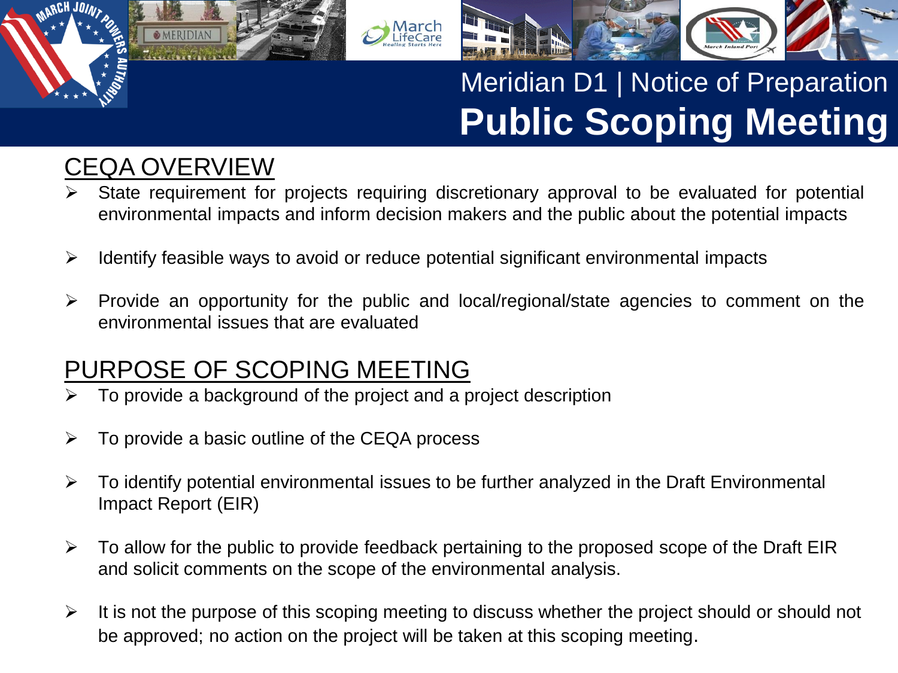# Meridian D1 | Notice of Preparation
# Public Scoping Meeting

## CEQA OVERVIEW

- State requirement for projects requiring discretionary approval to be evaluated for potential environmental impacts and inform decision makers and the public about the potential impacts
- Identify feasible ways to avoid or reduce potential significant environmental impacts
- Provide an opportunity for the public and local/regional/state agencies to comment on the environmental issues that are evaluated

## PURPOSE OF SCOPING MEETING

- To provide a background of the project and a project description
- To provide a basic outline of the CEQA process
- To identify potential environmental issues to be further analyzed in the Draft Environmental Impact Report (EIR)
- To allow for the public to provide feedback pertaining to the proposed scope of the Draft EIR and solicit comments on the scope of the environmental analysis.
- It is not the purpose of this scoping meeting to discuss whether the project should or should not be approved; no action on the project will be taken at this scoping meeting.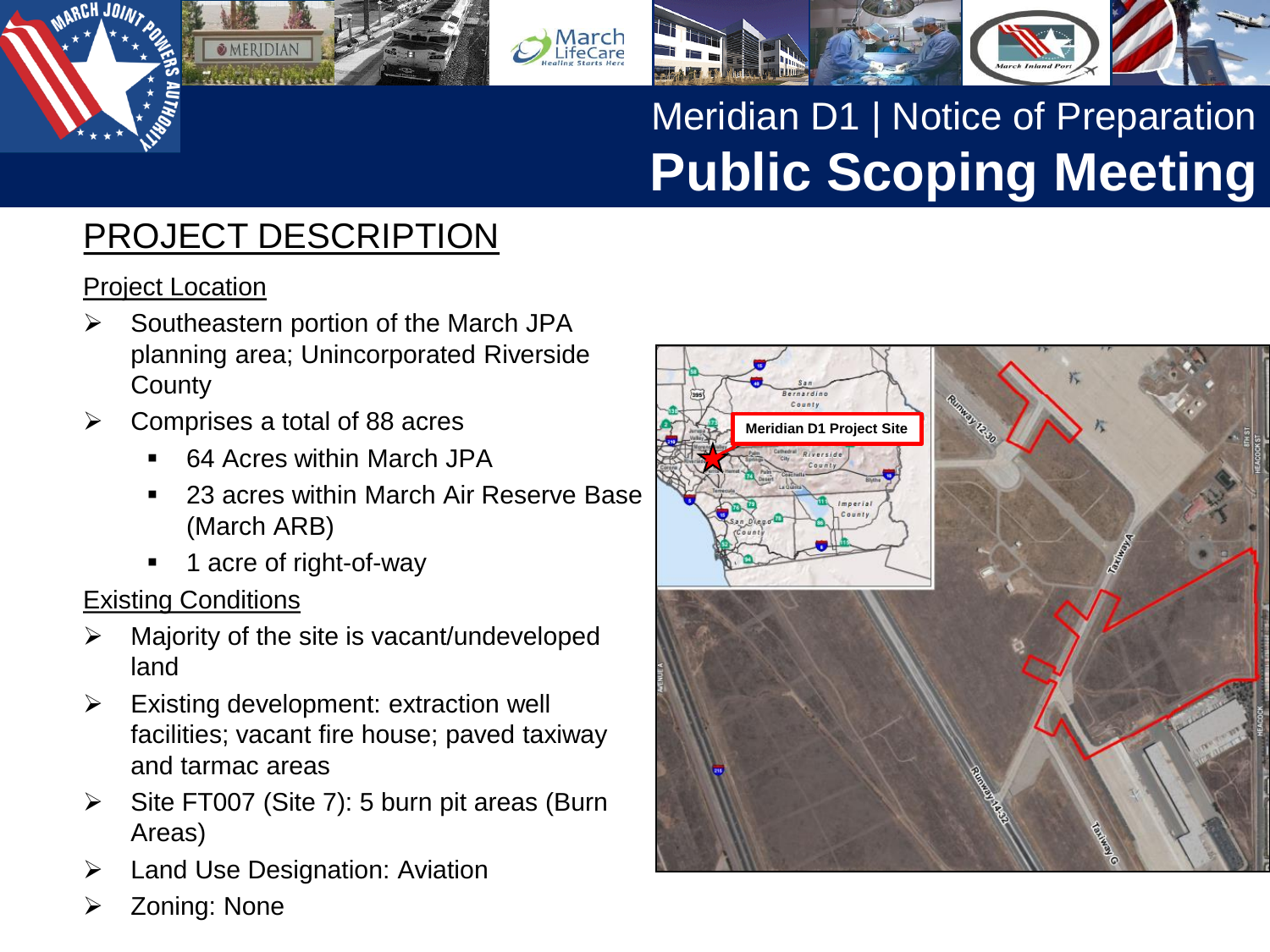# Meridian D1 | Notice of Preparation

# Public Scoping Meeting

## PROJECT DESCRIPTION

### Project Location

- Southeastern portion of the March JPA planning area; Unincorporated Riverside County
- Comprises a total of 88 acres
  - 64 Acres within March JPA
  - 23 acres within March Air Reserve Base (March ARB)
  - 1 acre of right-of-way

### Existing Conditions

- Majority of the site is vacant/undeveloped land
- Existing development: extraction well facilities; vacant fire house; paved taxiway and tarmac areas
- Site FT007 (Site 7): 5 burn pit areas (Burn Areas)
- Land Use Designation: Aviation
- Zoning: None

Meridian D1 Project Site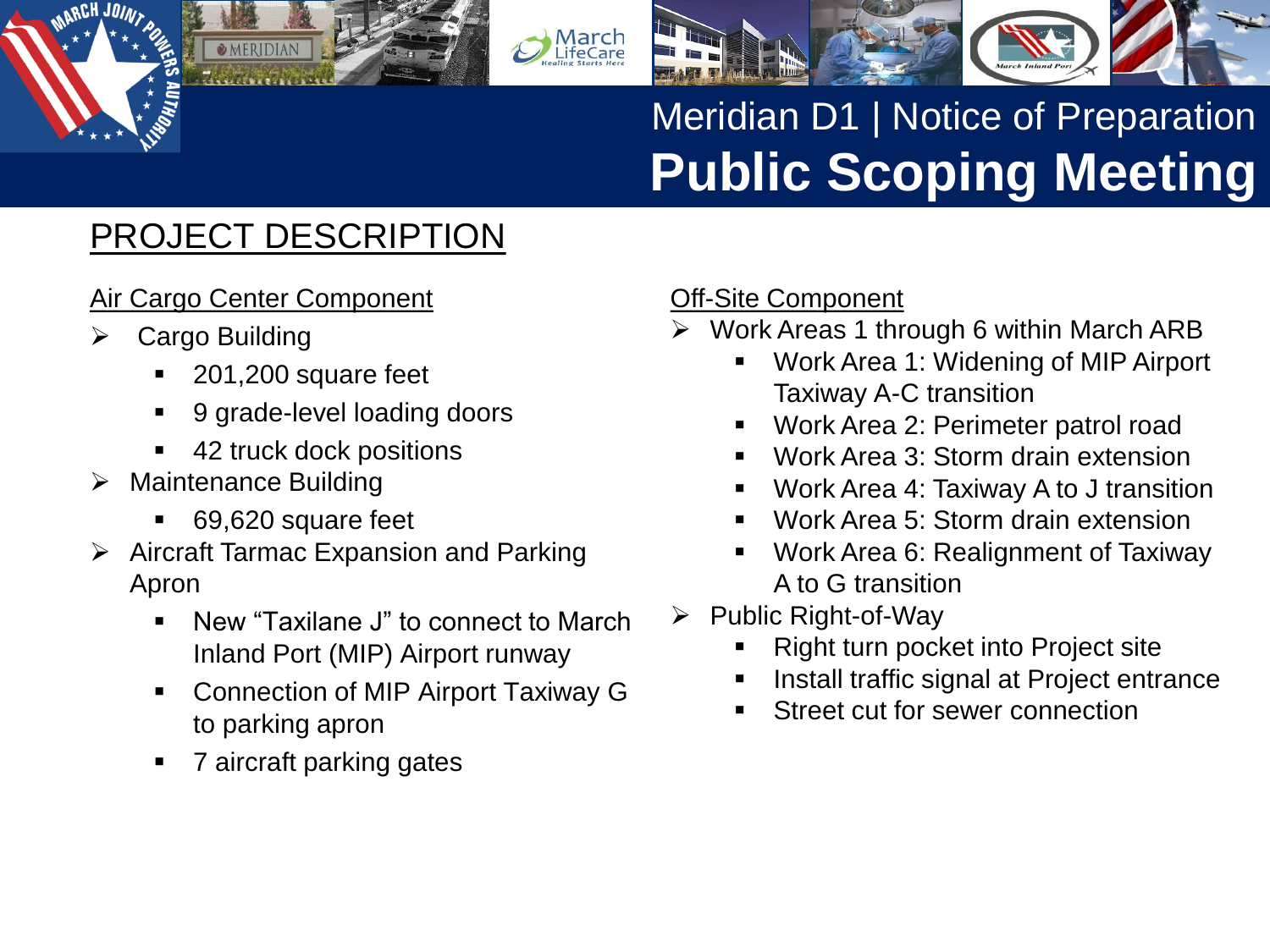# PROJECT DESCRIPTION

## Air Cargo Center Component

- Cargo Building
  - 201,200 square feet
  - 9 grade-level loading doors
  - 42 truck dock positions
- Maintenance Building
  - 69,620 square feet
- Aircraft Tarmac Expansion and Parking Apron
  - New "Taxilane J" to connect to March Inland Port (MIP) Airport runway
  - Connection of MIP Airport Taxiway G to parking apron
  - 7 aircraft parking gates

## Off-Site Component

- Work Areas 1 through 6 within March ARB
  - Work Area 1: Widening of MIP Airport Taxiway A-C transition
  - Work Area 2: Perimeter patrol road
  - Work Area 3: Storm drain extension
  - Work Area 4: Taxiway A to J transition
  - Work Area 5: Storm drain extension
  - Work Area 6: Realignment of Taxiway A to G transition
- Public Right-of-Way
  - Right turn pocket into Project site
  - Install traffic signal at Project entrance
  - Street cut for sewer connection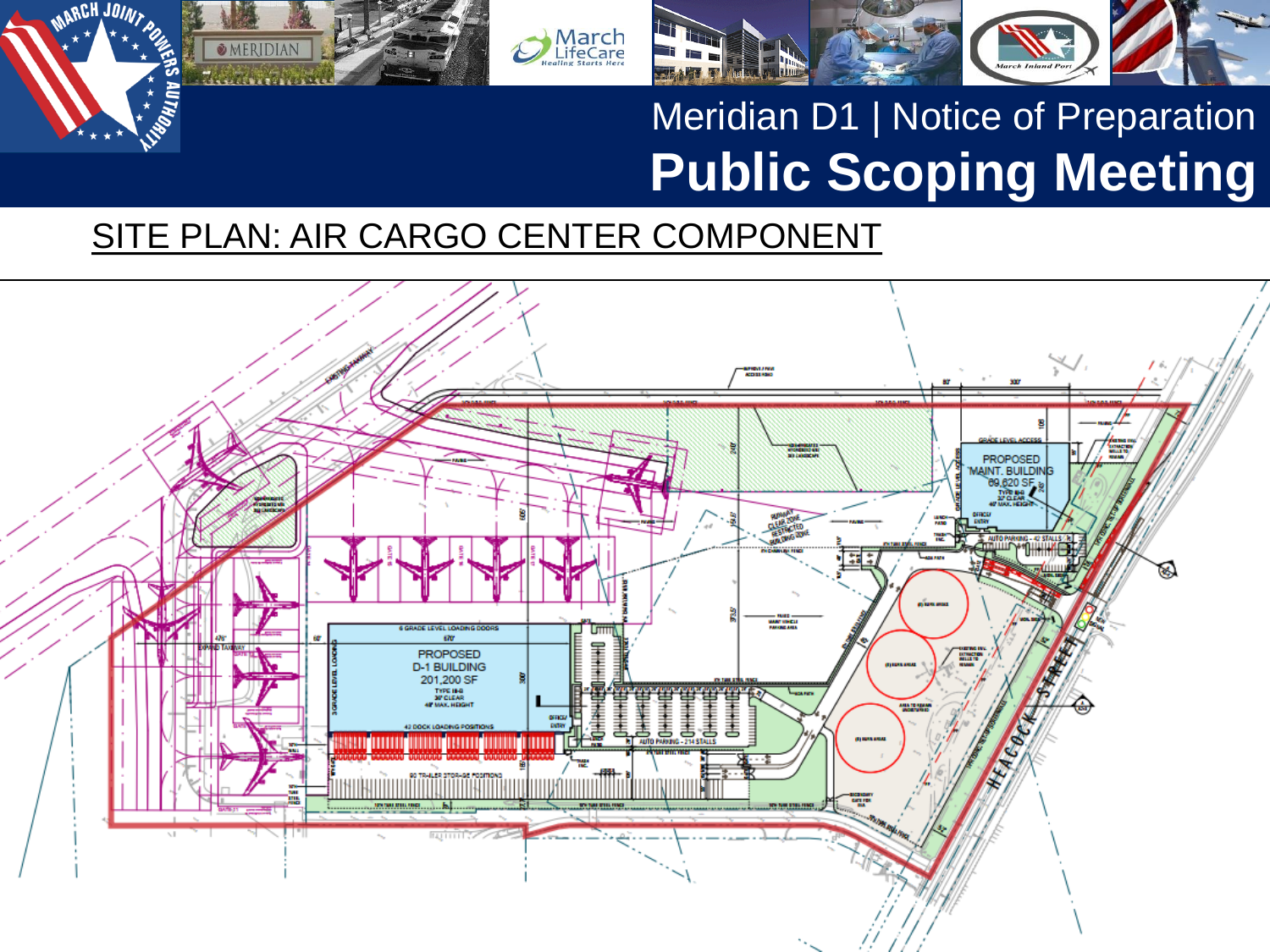# Meridian D1 | Notice of Preparation

# Public Scoping Meeting

## SITE PLAN: AIR CARGO CENTER COMPONENT

PROPOSED D-1 BUILDING 201,200 SF

PROPOSED MAINT. BUILDING 69,620 SF

AUTO PARKING - 214 STALLS

AUTO PARKING - 42 STALLS

42 DOCK LOADING POSITIONS

6 GRADE LEVEL LOADING DOORS

HEACOCK STREET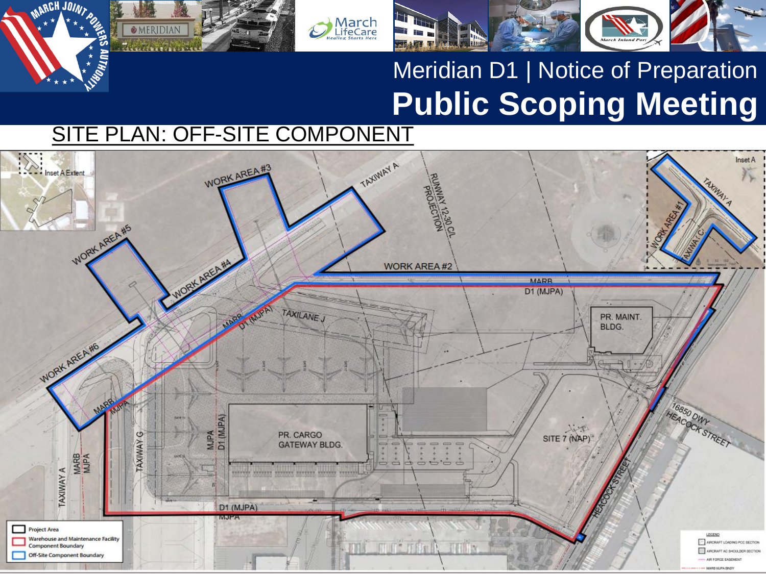# Meridian D1 | Notice of Preparation

# Public Scoping Meeting

## SITE PLAN: OFF-SITE COMPONENT

WORK AREA #3

TAXIWAY A

RUNWAY 12-30 C/L PROJECTION

WORK AREA #5

WORK AREA #4

WORK AREA #2

MARB D1 (MJPA)

TAXILANE J

PR. MAINT. BLDG.

WORK AREA #6

MARB MJPA

PR. CARGO GATEWAY BLDG.

SITE 7 (NAP)

16850 DWY HEACOCK STREET

HEACOCK STREET

TAXIWAY G

D1 (MJPA)

MJPA

Inset A Extent

Inset A

WORK AREA #1

TAXIWAY C

- Project Area
- Warehouse and Maintenance Facility Component Boundary
- Off-Site Component Boundary

LEGEND
- AIRCRAFT LOADING PCC SECTION
- AIRCRAFT AC SHOULDER SECTION
- AIR FORCE EASEMENT
- MARB-MJPA BNDY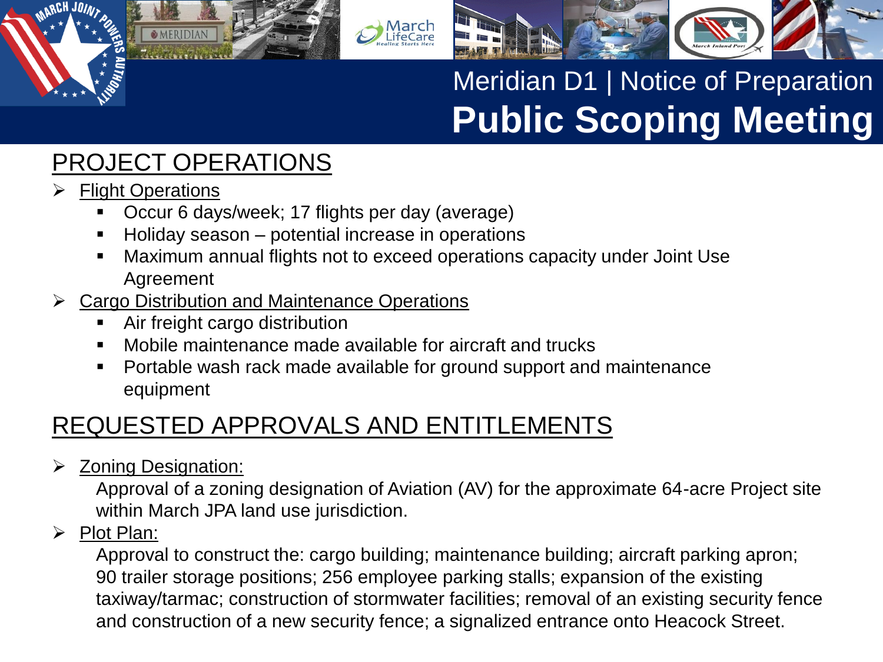# Meridian D1 | Notice of Preparation
# Public Scoping Meeting

## PROJECT OPERATIONS

- Flight Operations
  - Occur 6 days/week; 17 flights per day (average)
  - Holiday season – potential increase in operations
  - Maximum annual flights not to exceed operations capacity under Joint Use Agreement
- Cargo Distribution and Maintenance Operations
  - Air freight cargo distribution
  - Mobile maintenance made available for aircraft and trucks
  - Portable wash rack made available for ground support and maintenance equipment

## REQUESTED APPROVALS AND ENTITLEMENTS

- Zoning Designation:

  Approval of a zoning designation of Aviation (AV) for the approximate 64-acre Project site within March JPA land use jurisdiction.

- Plot Plan:

  Approval to construct the: cargo building; maintenance building; aircraft parking apron; 90 trailer storage positions; 256 employee parking stalls; expansion of the existing taxiway/tarmac; construction of stormwater facilities; removal of an existing security fence and construction of a new security fence; a signalized entrance onto Heacock Street.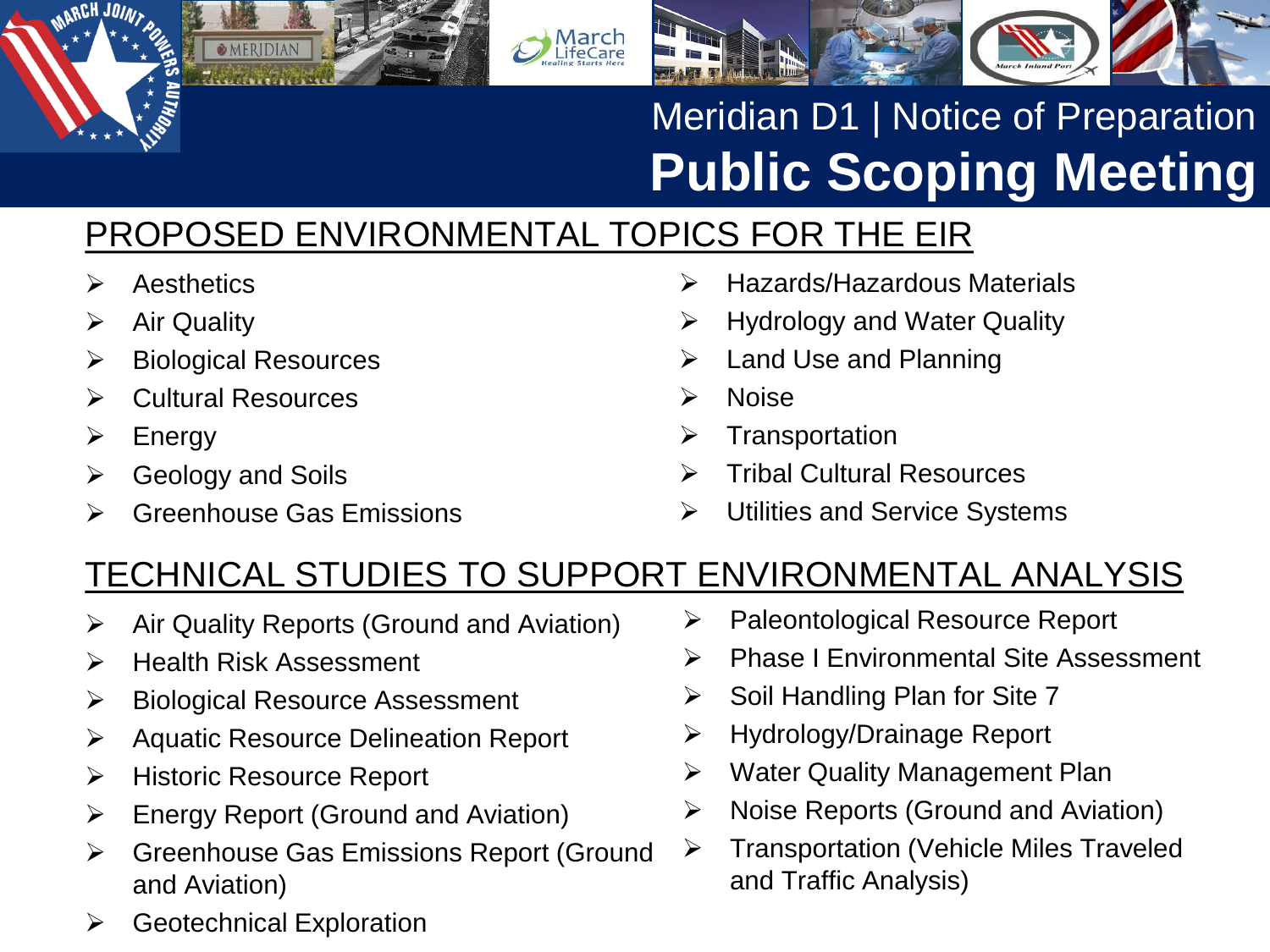# Meridian D1 | Notice of Preparation

# Public Scoping Meeting

## PROPOSED ENVIRONMENTAL TOPICS FOR THE EIR

- Aesthetics
- Air Quality
- Biological Resources
- Cultural Resources
- Energy
- Geology and Soils
- Greenhouse Gas Emissions
- Hazards/Hazardous Materials
- Hydrology and Water Quality
- Land Use and Planning
- Noise
- Transportation
- Tribal Cultural Resources
- Utilities and Service Systems

## TECHNICAL STUDIES TO SUPPORT ENVIRONMENTAL ANALYSIS

- Air Quality Reports (Ground and Aviation)
- Health Risk Assessment
- Biological Resource Assessment
- Aquatic Resource Delineation Report
- Historic Resource Report
- Energy Report (Ground and Aviation)
- Greenhouse Gas Emissions Report (Ground and Aviation)
- Geotechnical Exploration
- Paleontological Resource Report
- Phase I Environmental Site Assessment
- Soil Handling Plan for Site 7
- Hydrology/Drainage Report
- Water Quality Management Plan
- Noise Reports (Ground and Aviation)
- Transportation (Vehicle Miles Traveled and Traffic Analysis)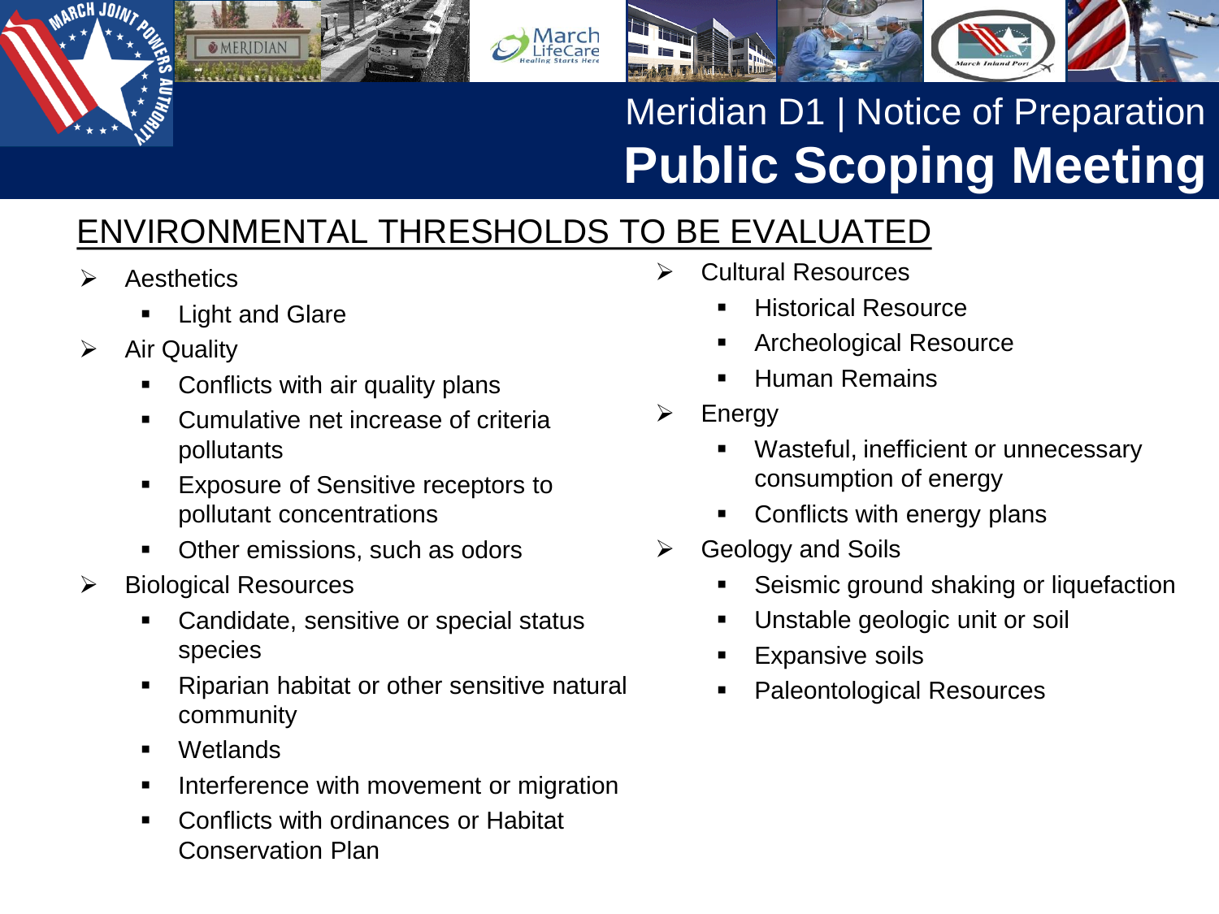# Meridian D1 | Notice of Preparation

# Public Scoping Meeting

## ENVIRONMENTAL THRESHOLDS TO BE EVALUATED

- Aesthetics
  - Light and Glare
- Air Quality
  - Conflicts with air quality plans
  - Cumulative net increase of criteria pollutants
  - Exposure of Sensitive receptors to pollutant concentrations
  - Other emissions, such as odors
- Biological Resources
  - Candidate, sensitive or special status species
  - Riparian habitat or other sensitive natural community
  - Wetlands
  - Interference with movement or migration
  - Conflicts with ordinances or Habitat Conservation Plan
- Cultural Resources
  - Historical Resource
  - Archeological Resource
  - Human Remains
- Energy
  - Wasteful, inefficient or unnecessary consumption of energy
  - Conflicts with energy plans
- Geology and Soils
  - Seismic ground shaking or liquefaction
  - Unstable geologic unit or soil
  - Expansive soils
  - Paleontological Resources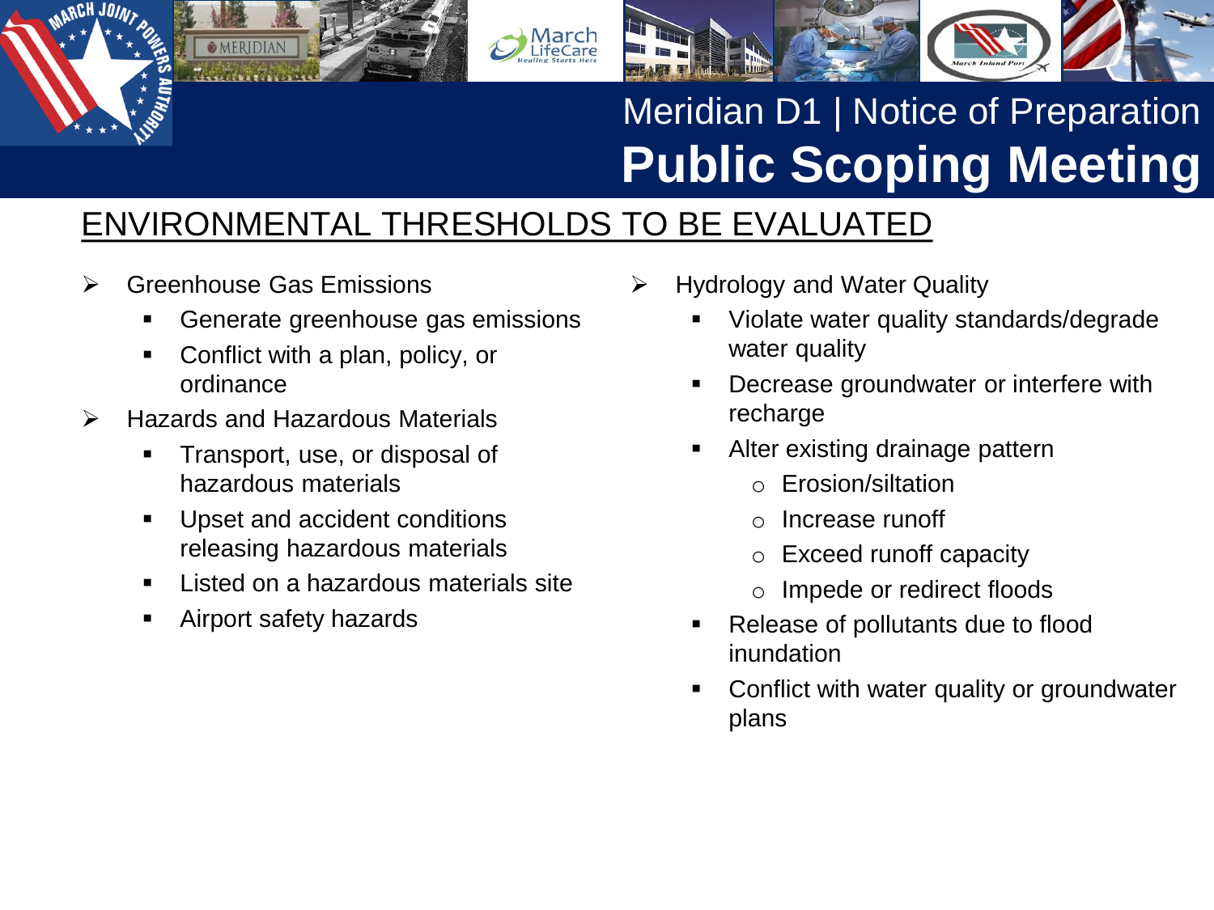# Meridian D1 | Notice of Preparation

# Public Scoping Meeting

## ENVIRONMENTAL THRESHOLDS TO BE EVALUATED

- Greenhouse Gas Emissions
  - Generate greenhouse gas emissions
  - Conflict with a plan, policy, or ordinance
- Hazards and Hazardous Materials
  - Transport, use, or disposal of hazardous materials
  - Upset and accident conditions releasing hazardous materials
  - Listed on a hazardous materials site
  - Airport safety hazards
- Hydrology and Water Quality
  - Violate water quality standards/degrade water quality
  - Decrease groundwater or interfere with recharge
  - Alter existing drainage pattern
    - Erosion/siltation
    - Increase runoff
    - Exceed runoff capacity
    - Impede or redirect floods
  - Release of pollutants due to flood inundation
  - Conflict with water quality or groundwater plans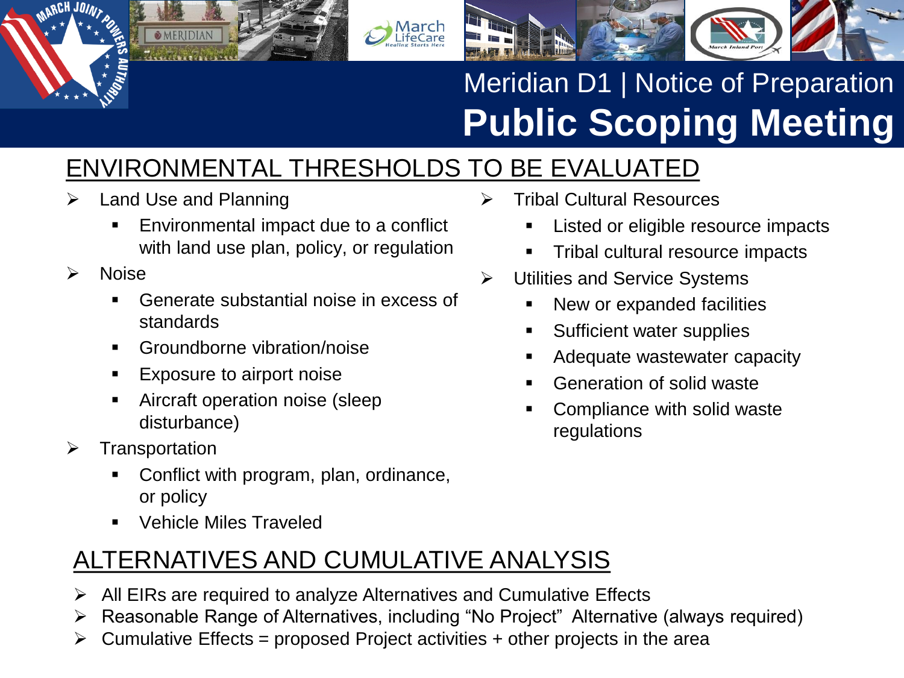# Meridian D1 | Notice of Preparation
# Public Scoping Meeting

## ENVIRONMENTAL THRESHOLDS TO BE EVALUATED

- Land Use and Planning
  - Environmental impact due to a conflict with land use plan, policy, or regulation
- Noise
  - Generate substantial noise in excess of standards
  - Groundborne vibration/noise
  - Exposure to airport noise
  - Aircraft operation noise (sleep disturbance)
- Transportation
  - Conflict with program, plan, ordinance, or policy
  - Vehicle Miles Traveled
- Tribal Cultural Resources
  - Listed or eligible resource impacts
  - Tribal cultural resource impacts
- Utilities and Service Systems
  - New or expanded facilities
  - Sufficient water supplies
  - Adequate wastewater capacity
  - Generation of solid waste
  - Compliance with solid waste regulations

## ALTERNATIVES AND CUMULATIVE ANALYSIS

- All EIRs are required to analyze Alternatives and Cumulative Effects
- Reasonable Range of Alternatives, including "No Project" Alternative (always required)
- Cumulative Effects = proposed Project activities + other projects in the area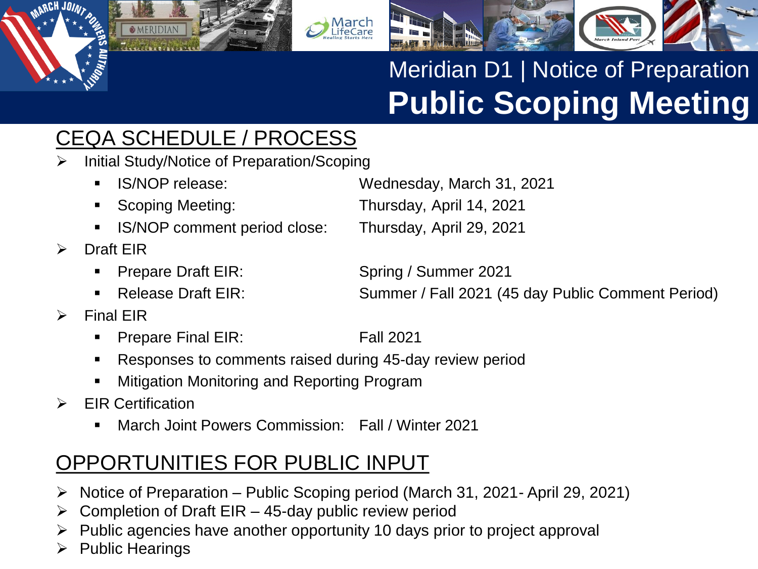# Meridian D1 | Notice of Preparation
# Public Scoping Meeting

## CEQA SCHEDULE / PROCESS

- Initial Study/Notice of Preparation/Scoping
  - IS/NOP release: Wednesday, March 31, 2021
  - Scoping Meeting: Thursday, April 14, 2021
  - IS/NOP comment period close: Thursday, April 29, 2021
- Draft EIR
  - Prepare Draft EIR: Spring / Summer 2021
  - Release Draft EIR: Summer / Fall 2021 (45 day Public Comment Period)
- Final EIR
  - Prepare Final EIR: Fall 2021
  - Responses to comments raised during 45-day review period
  - Mitigation Monitoring and Reporting Program
- EIR Certification
  - March Joint Powers Commission: Fall / Winter 2021

## OPPORTUNITIES FOR PUBLIC INPUT

- Notice of Preparation – Public Scoping period (March 31, 2021- April 29, 2021)
- Completion of Draft EIR – 45-day public review period
- Public agencies have another opportunity 10 days prior to project approval
- Public Hearings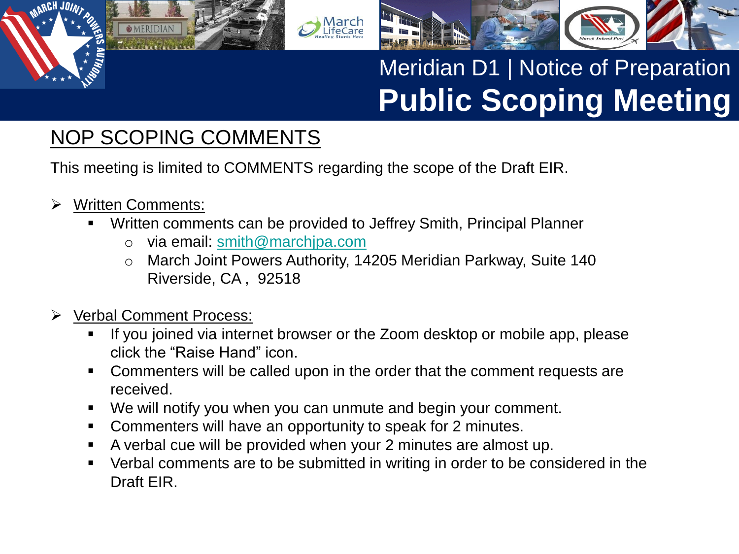# Meridian D1 | Notice of Preparation

# Public Scoping Meeting

## NOP SCOPING COMMENTS

This meeting is limited to COMMENTS regarding the scope of the Draft EIR.

- Written Comments:
  - Written comments can be provided to Jeffrey Smith, Principal Planner
    - via email: smith@marchjpa.com
    - March Joint Powers Authority, 14205 Meridian Parkway, Suite 140 Riverside, CA , 92518

- Verbal Comment Process:
  - If you joined via internet browser or the Zoom desktop or mobile app, please click the "Raise Hand" icon.
  - Commenters will be called upon in the order that the comment requests are received.
  - We will notify you when you can unmute and begin your comment.
  - Commenters will have an opportunity to speak for 2 minutes.
  - A verbal cue will be provided when your 2 minutes are almost up.
  - Verbal comments are to be submitted in writing in order to be considered in the Draft EIR.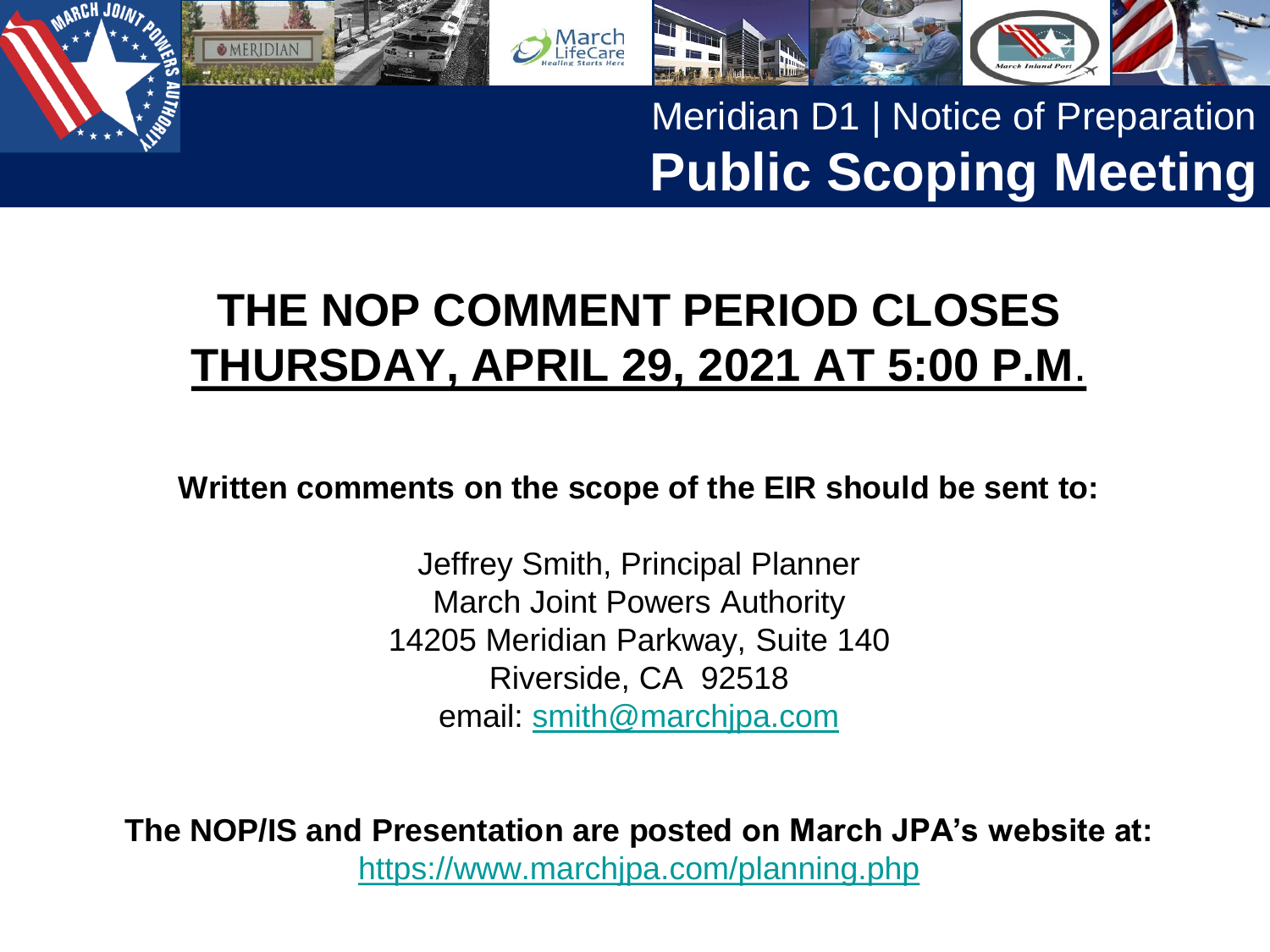Meridian D1 | Notice of Preparation

# Public Scoping Meeting

# THE NOP COMMENT PERIOD CLOSES THURSDAY, APRIL 29, 2021 AT 5:00 P.M.

**Written comments on the scope of the EIR should be sent to:**

Jeffrey Smith, Principal Planner
March Joint Powers Authority
14205 Meridian Parkway, Suite 140
Riverside, CA 92518
email: smith@marchjpa.com

**The NOP/IS and Presentation are posted on March JPA's website at:**
https://www.marchjpa.com/planning.php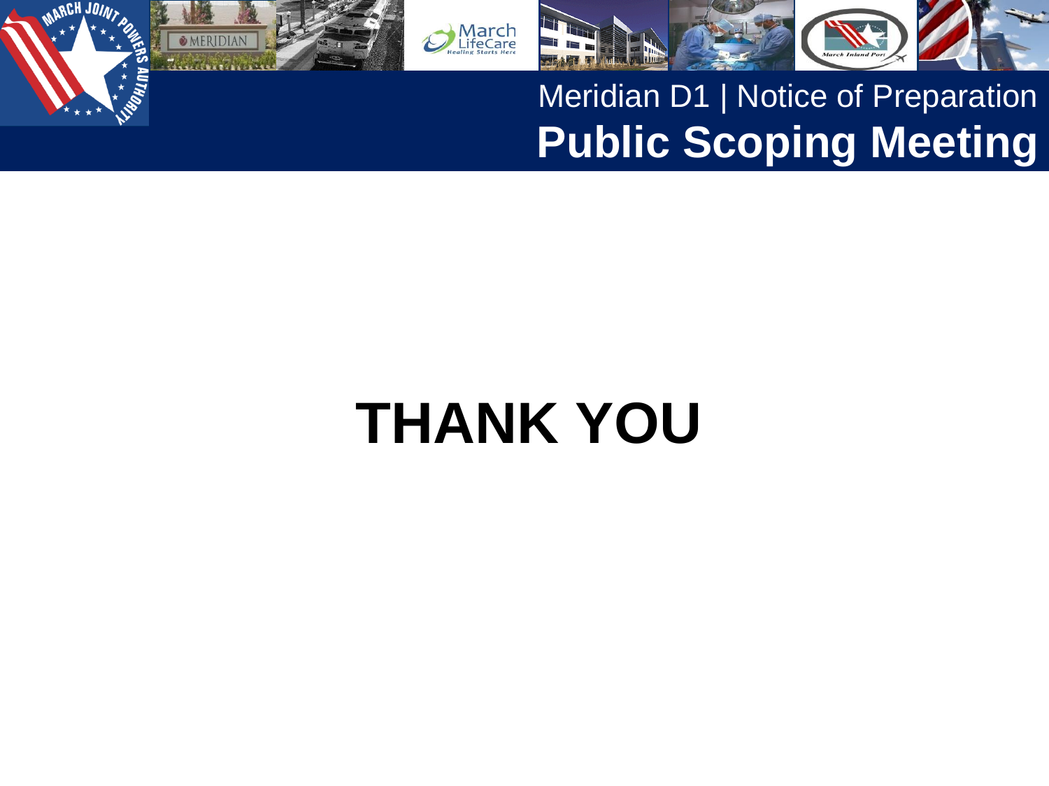# THANK YOU